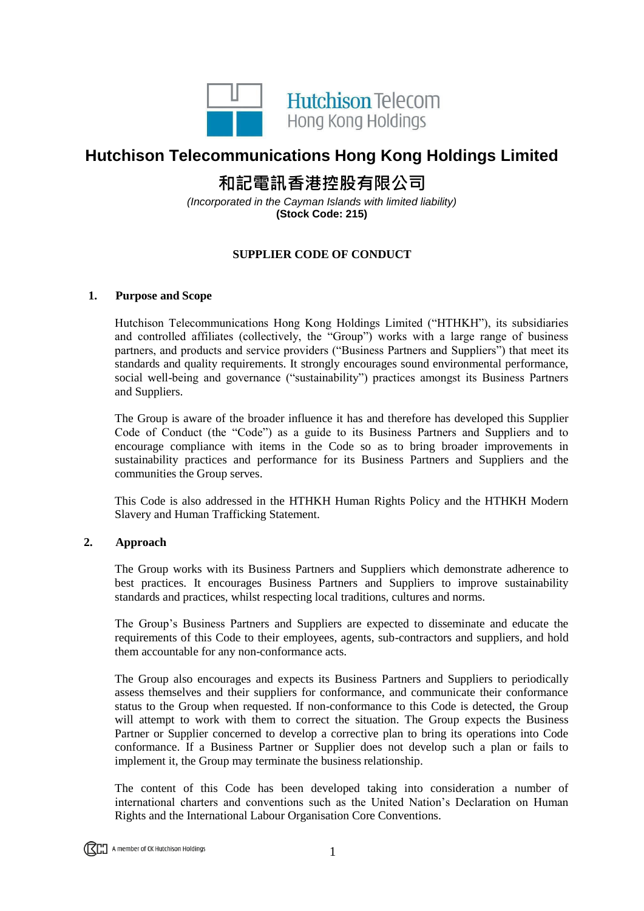# Hutchison Telecommunications Hong Kong Holdings Limited

# 和記電訊香港控股有限公司

*(Incorporated in the Cayman Islands with limited liability)*
**(Stock Code: 215)**

## SUPPLIER CODE OF CONDUCT

### 1. Purpose and Scope

Hutchison Telecommunications Hong Kong Holdings Limited ("HTHKH"), its subsidiaries and controlled affiliates (collectively, the "Group") works with a large range of business partners, and products and service providers ("Business Partners and Suppliers") that meet its standards and quality requirements. It strongly encourages sound environmental performance, social well-being and governance ("sustainability") practices amongst its Business Partners and Suppliers.

The Group is aware of the broader influence it has and therefore has developed this Supplier Code of Conduct (the "Code") as a guide to its Business Partners and Suppliers and to encourage compliance with items in the Code so as to bring broader improvements in sustainability practices and performance for its Business Partners and Suppliers and the communities the Group serves.

This Code is also addressed in the HTHKH Human Rights Policy and the HTHKH Modern Slavery and Human Trafficking Statement.

### 2. Approach

The Group works with its Business Partners and Suppliers which demonstrate adherence to best practices. It encourages Business Partners and Suppliers to improve sustainability standards and practices, whilst respecting local traditions, cultures and norms.

The Group's Business Partners and Suppliers are expected to disseminate and educate the requirements of this Code to their employees, agents, sub-contractors and suppliers, and hold them accountable for any non-conformance acts.

The Group also encourages and expects its Business Partners and Suppliers to periodically assess themselves and their suppliers for conformance, and communicate their conformance status to the Group when requested. If non-conformance to this Code is detected, the Group will attempt to work with them to correct the situation. The Group expects the Business Partner or Supplier concerned to develop a corrective plan to bring its operations into Code conformance. If a Business Partner or Supplier does not develop such a plan or fails to implement it, the Group may terminate the business relationship.

The content of this Code has been developed taking into consideration a number of international charters and conventions such as the United Nation's Declaration on Human Rights and the International Labour Organisation Core Conventions.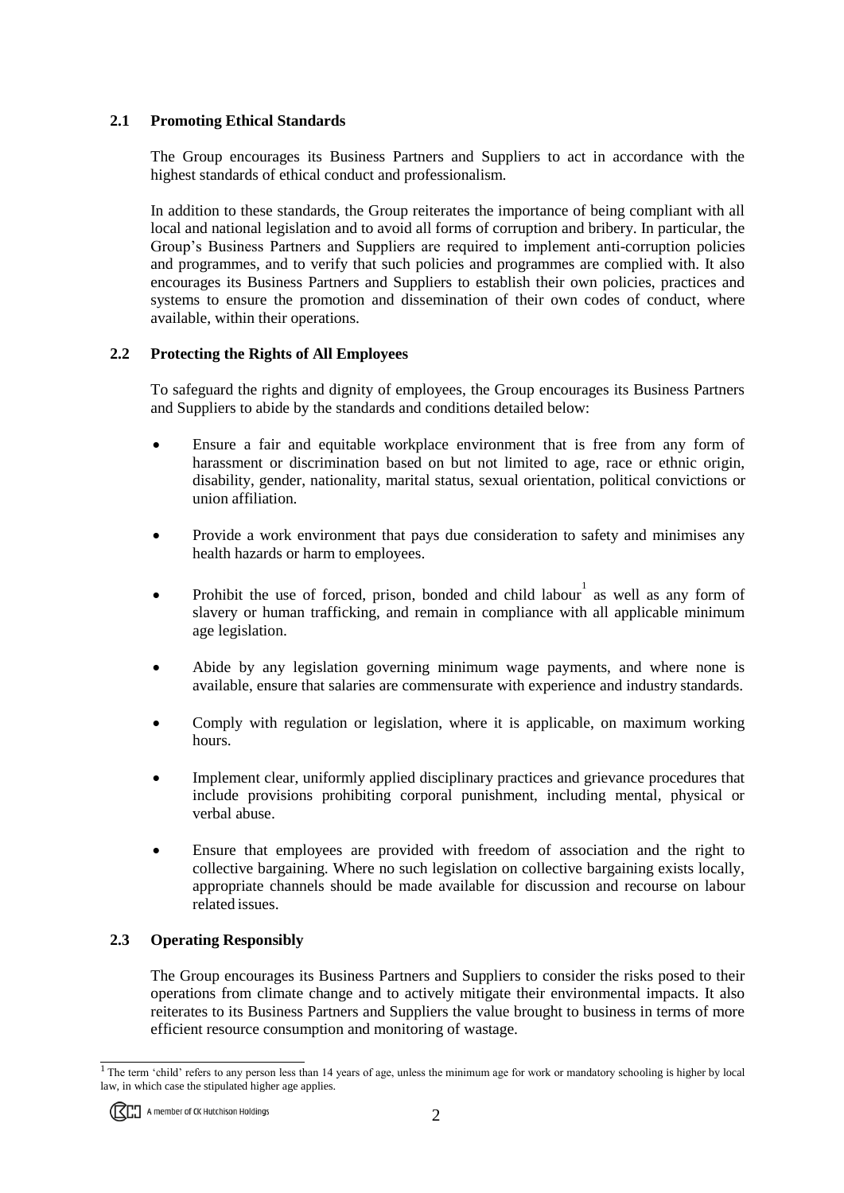## 2.1 Promoting Ethical Standards

The Group encourages its Business Partners and Suppliers to act in accordance with the highest standards of ethical conduct and professionalism.

In addition to these standards, the Group reiterates the importance of being compliant with all local and national legislation and to avoid all forms of corruption and bribery. In particular, the Group's Business Partners and Suppliers are required to implement anti-corruption policies and programmes, and to verify that such policies and programmes are complied with. It also encourages its Business Partners and Suppliers to establish their own policies, practices and systems to ensure the promotion and dissemination of their own codes of conduct, where available, within their operations.

## 2.2 Protecting the Rights of All Employees

To safeguard the rights and dignity of employees, the Group encourages its Business Partners and Suppliers to abide by the standards and conditions detailed below:

- Ensure a fair and equitable workplace environment that is free from any form of harassment or discrimination based on but not limited to age, race or ethnic origin, disability, gender, nationality, marital status, sexual orientation, political convictions or union affiliation.
- Provide a work environment that pays due consideration to safety and minimises any health hazards or harm to employees.
- Prohibit the use of forced, prison, bonded and child labour[1] as well as any form of slavery or human trafficking, and remain in compliance with all applicable minimum age legislation.
- Abide by any legislation governing minimum wage payments, and where none is available, ensure that salaries are commensurate with experience and industry standards.
- Comply with regulation or legislation, where it is applicable, on maximum working hours.
- Implement clear, uniformly applied disciplinary practices and grievance procedures that include provisions prohibiting corporal punishment, including mental, physical or verbal abuse.
- Ensure that employees are provided with freedom of association and the right to collective bargaining. Where no such legislation on collective bargaining exists locally, appropriate channels should be made available for discussion and recourse on labour related issues.

## 2.3 Operating Responsibly

The Group encourages its Business Partners and Suppliers to consider the risks posed to their operations from climate change and to actively mitigate their environmental impacts. It also reiterates to its Business Partners and Suppliers the value brought to business in terms of more efficient resource consumption and monitoring of wastage.

---

[1] The term 'child' refers to any person less than 14 years of age, unless the minimum age for work or mandatory schooling is higher by local law, in which case the stipulated higher age applies.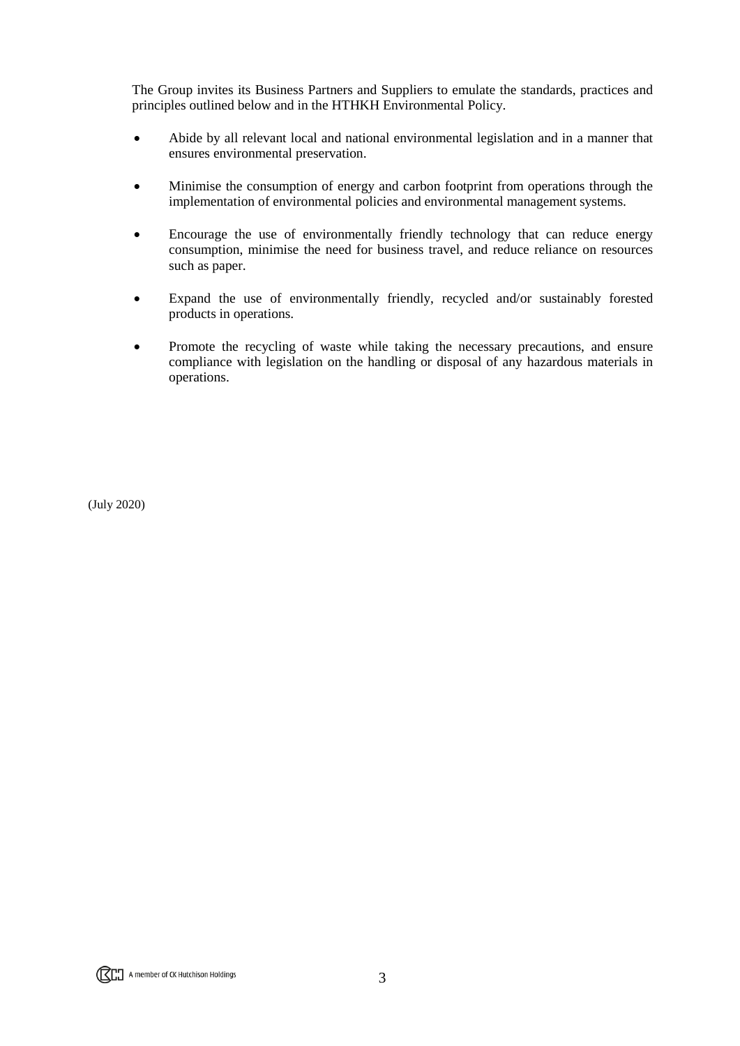The Group invites its Business Partners and Suppliers to emulate the standards, practices and principles outlined below and in the HTHKH Environmental Policy.

- Abide by all relevant local and national environmental legislation and in a manner that ensures environmental preservation.
- Minimise the consumption of energy and carbon footprint from operations through the implementation of environmental policies and environmental management systems.
- Encourage the use of environmentally friendly technology that can reduce energy consumption, minimise the need for business travel, and reduce reliance on resources such as paper.
- Expand the use of environmentally friendly, recycled and/or sustainably forested products in operations.
- Promote the recycling of waste while taking the necessary precautions, and ensure compliance with legislation on the handling or disposal of any hazardous materials in operations.

(July 2020)

A member of CK Hutchison Holdings